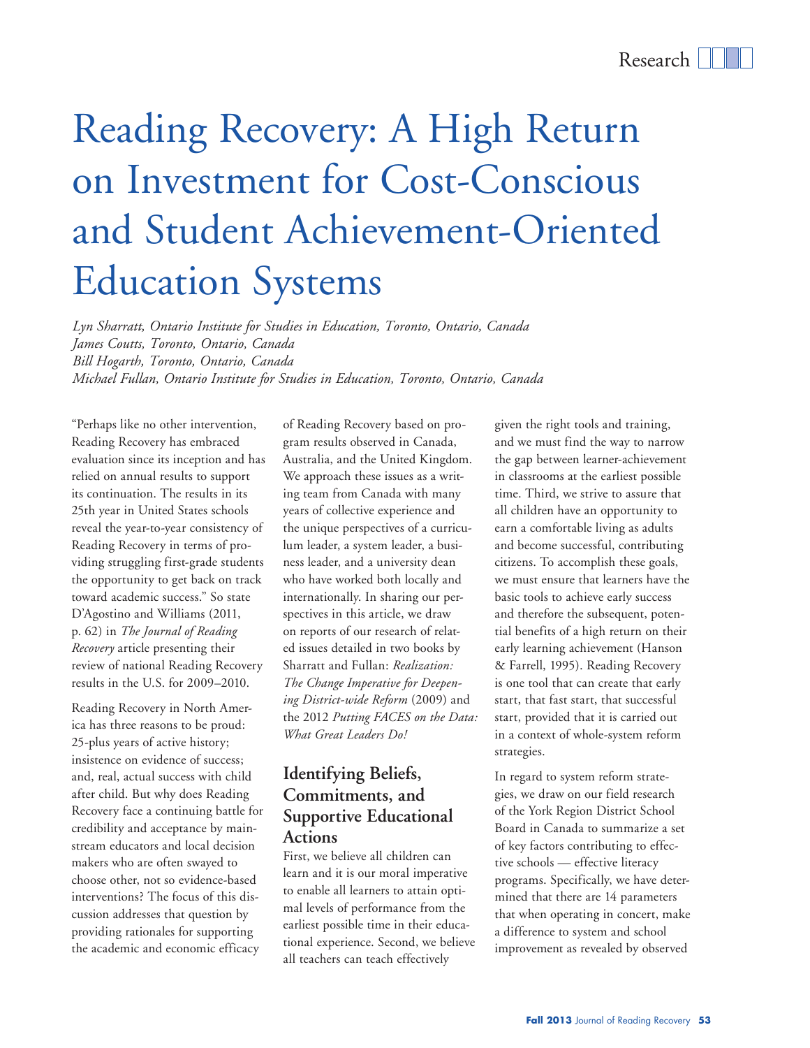# Reading Recovery: A High Return on Investment for Cost-Conscious and Student Achievement-Oriented Education Systems

*Lyn Sharratt, Ontario Institute for Studies in Education, Toronto, Ontario, Canada*
*James Coutts, Toronto, Ontario, Canada*
*Bill Hogarth, Toronto, Ontario, Canada*
*Michael Fullan, Ontario Institute for Studies in Education, Toronto, Ontario, Canada*

"Perhaps like no other intervention, Reading Recovery has embraced evaluation since its inception and has relied on annual results to support its continuation. The results in its 25th year in United States schools reveal the year-to-year consistency of Reading Recovery in terms of providing struggling first-grade students the opportunity to get back on track toward academic success." So state D'Agostino and Williams (2011, p. 62) in *The Journal of Reading Recovery* article presenting their review of national Reading Recovery results in the U.S. for 2009–2010.

Reading Recovery in North America has three reasons to be proud: 25-plus years of active history; insistence on evidence of success; and, real, actual success with child after child. But why does Reading Recovery face a continuing battle for credibility and acceptance by mainstream educators and local decision makers who are often swayed to choose other, not so evidence-based interventions? The focus of this discussion addresses that question by providing rationales for supporting the academic and economic efficacy of Reading Recovery based on program results observed in Canada, Australia, and the United Kingdom. We approach these issues as a writing team from Canada with many years of collective experience and the unique perspectives of a curriculum leader, a system leader, a business leader, and a university dean who have worked both locally and internationally. In sharing our perspectives in this article, we draw on reports of our research of related issues detailed in two books by Sharratt and Fullan: *Realization: The Change Imperative for Deepening District-wide Reform* (2009) and the 2012 *Putting FACES on the Data: What Great Leaders Do!*

## Identifying Beliefs, Commitments, and Supportive Educational Actions

First, we believe all children can learn and it is our moral imperative to enable all learners to attain optimal levels of performance from the earliest possible time in their educational experience. Second, we believe all teachers can teach effectively given the right tools and training, and we must find the way to narrow the gap between learner-achievement in classrooms at the earliest possible time. Third, we strive to assure that all children have an opportunity to earn a comfortable living as adults and become successful, contributing citizens. To accomplish these goals, we must ensure that learners have the basic tools to achieve early success and therefore the subsequent, potential benefits of a high return on their early learning achievement (Hanson & Farrell, 1995). Reading Recovery is one tool that can create that early start, that fast start, that successful start, provided that it is carried out in a context of whole-system reform strategies.

In regard to system reform strategies, we draw on our field research of the York Region District School Board in Canada to summarize a set of key factors contributing to effective schools — effective literacy programs. Specifically, we have determined that there are 14 parameters that when operating in concert, make a difference to system and school improvement as revealed by observed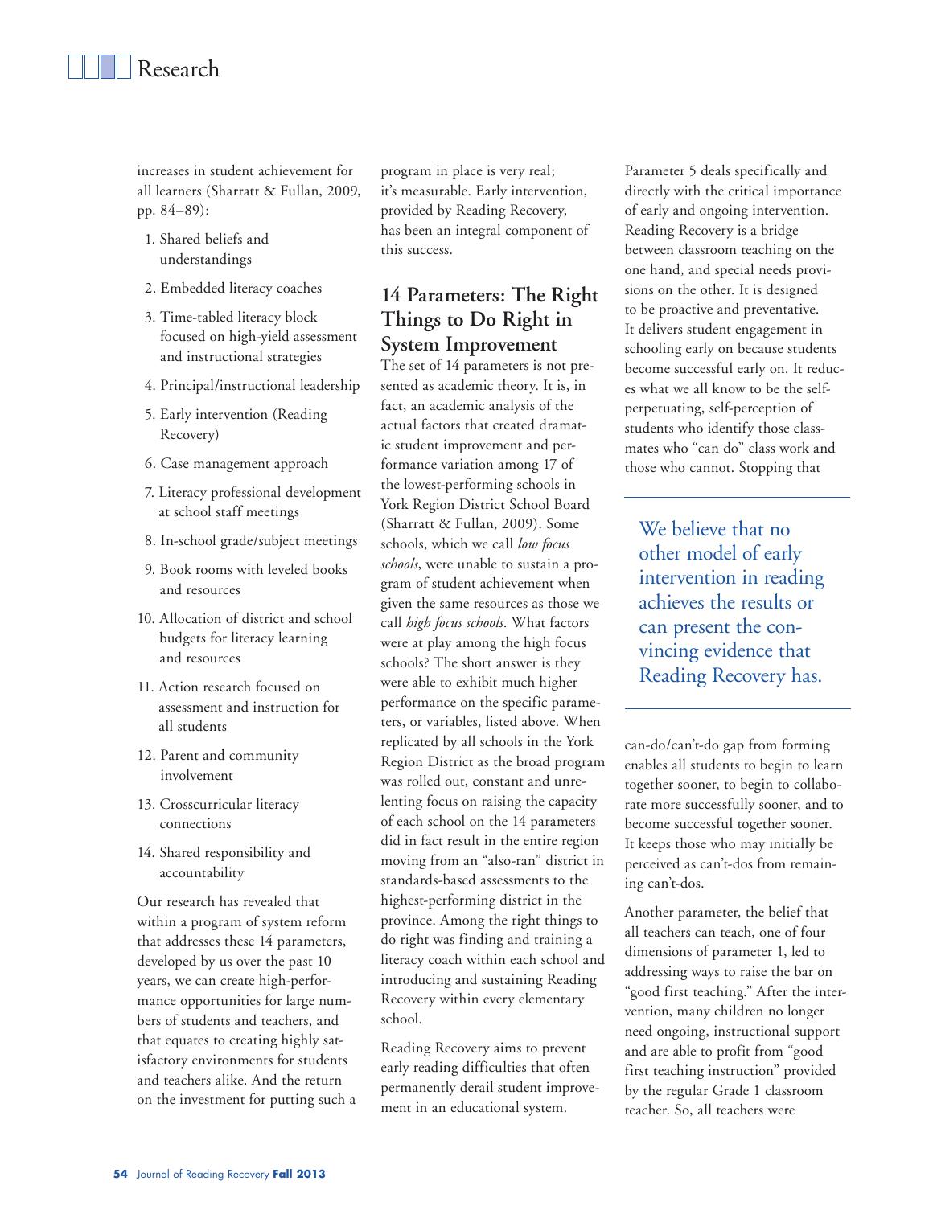increases in student achievement for all learners (Sharratt & Fullan, 2009, pp. 84–89):

1. Shared beliefs and understandings
2. Embedded literacy coaches
3. Time-tabled literacy block focused on high-yield assessment and instructional strategies
4. Principal/instructional leadership
5. Early intervention (Reading Recovery)
6. Case management approach
7. Literacy professional development at school staff meetings
8. In-school grade/subject meetings
9. Book rooms with leveled books and resources
10. Allocation of district and school budgets for literacy learning and resources
11. Action research focused on assessment and instruction for all students
12. Parent and community involvement
13. Crosscurricular literacy connections
14. Shared responsibility and accountability

Our research has revealed that within a program of system reform that addresses these 14 parameters, developed by us over the past 10 years, we can create high-performance opportunities for large numbers of students and teachers, and that equates to creating highly satisfactory environments for students and teachers alike. And the return on the investment for putting such a program in place is very real; it's measurable. Early intervention, provided by Reading Recovery, has been an integral component of this success.

## 14 Parameters: The Right Things to Do Right in System Improvement

The set of 14 parameters is not presented as academic theory. It is, in fact, an academic analysis of the actual factors that created dramatic student improvement and performance variation among 17 of the lowest-performing schools in York Region District School Board (Sharratt & Fullan, 2009). Some schools, which we call *low focus schools*, were unable to sustain a program of student achievement when given the same resources as those we call *high focus schools*. What factors were at play among the high focus schools? The short answer is they were able to exhibit much higher performance on the specific parameters, or variables, listed above. When replicated by all schools in the York Region District as the broad program was rolled out, constant and unrelenting focus on raising the capacity of each school on the 14 parameters did in fact result in the entire region moving from an "also-ran" district in standards-based assessments to the highest-performing district in the province. Among the right things to do right was finding and training a literacy coach within each school and introducing and sustaining Reading Recovery within every elementary school.

Reading Recovery aims to prevent early reading difficulties that often permanently derail student improvement in an educational system.

Parameter 5 deals specifically and directly with the critical importance of early and ongoing intervention. Reading Recovery is a bridge between classroom teaching on the one hand, and special needs provisions on the other. It is designed to be proactive and preventative. It delivers student engagement in schooling early on because students become successful early on. It reduces what we all know to be the self-perpetuating, self-perception of students who identify those classmates who "can do" class work and those who cannot. Stopping that can-do/can't-do gap from forming enables all students to begin to learn together sooner, to begin to collaborate more successfully sooner, and to become successful together sooner. It keeps those who may initially be perceived as can't-dos from remaining can't-dos.

> We believe that no other model of early intervention in reading achieves the results or can present the convincing evidence that Reading Recovery has.

Another parameter, the belief that all teachers can teach, one of four dimensions of parameter 1, led to addressing ways to raise the bar on "good first teaching." After the intervention, many children no longer need ongoing, instructional support and are able to profit from "good first teaching instruction" provided by the regular Grade 1 classroom teacher. So, all teachers were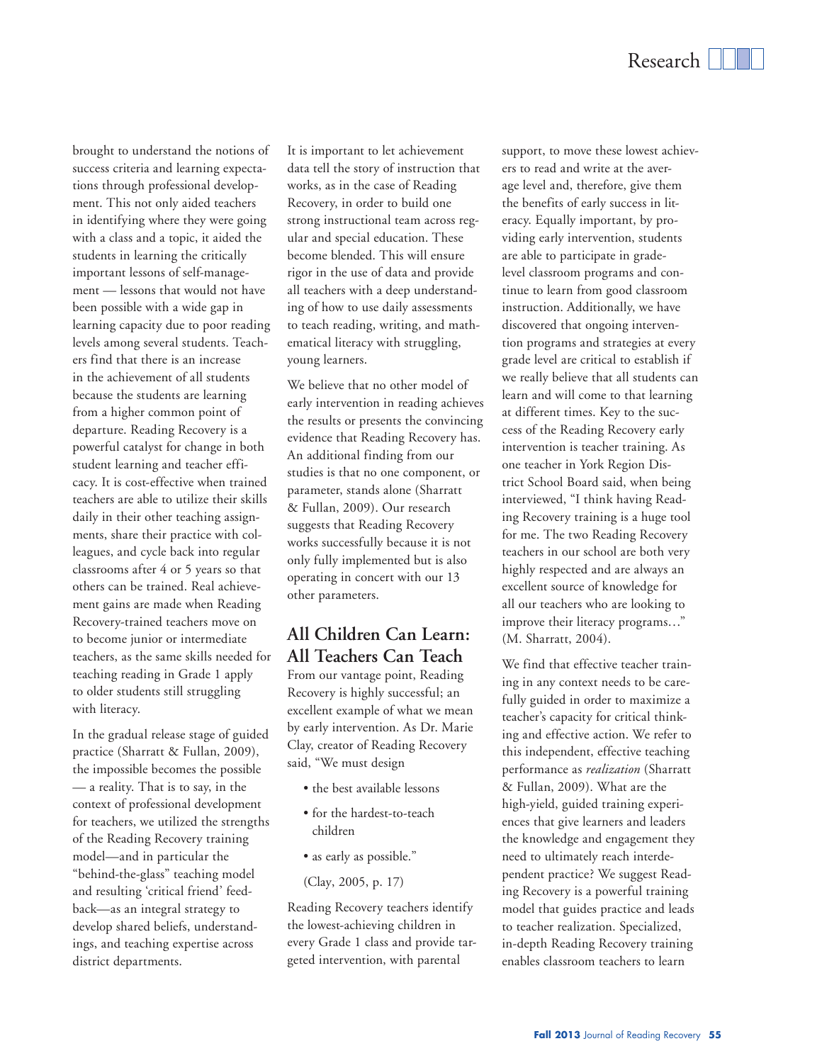brought to understand the notions of success criteria and learning expectations through professional development. This not only aided teachers in identifying where they were going with a class and a topic, it aided the students in learning the critically important lessons of self-management — lessons that would not have been possible with a wide gap in learning capacity due to poor reading levels among several students. Teachers find that there is an increase in the achievement of all students because the students are learning from a higher common point of departure. Reading Recovery is a powerful catalyst for change in both student learning and teacher efficacy. It is cost-effective when trained teachers are able to utilize their skills daily in their other teaching assignments, share their practice with colleagues, and cycle back into regular classrooms after 4 or 5 years so that others can be trained. Real achievement gains are made when Reading Recovery-trained teachers move on to become junior or intermediate teachers, as the same skills needed for teaching reading in Grade 1 apply to older students still struggling with literacy.

In the gradual release stage of guided practice (Sharratt & Fullan, 2009), the impossible becomes the possible — a reality. That is to say, in the context of professional development for teachers, we utilized the strengths of the Reading Recovery training model—and in particular the "behind-the-glass" teaching model and resulting 'critical friend' feedback—as an integral strategy to develop shared beliefs, understandings, and teaching expertise across district departments.

It is important to let achievement data tell the story of instruction that works, as in the case of Reading Recovery, in order to build one strong instructional team across regular and special education. These become blended. This will ensure rigor in the use of data and provide all teachers with a deep understanding of how to use daily assessments to teach reading, writing, and mathematical literacy with struggling, young learners.

We believe that no other model of early intervention in reading achieves the results or presents the convincing evidence that Reading Recovery has. An additional finding from our studies is that no one component, or parameter, stands alone (Sharratt & Fullan, 2009). Our research suggests that Reading Recovery works successfully because it is not only fully implemented but is also operating in concert with our 13 other parameters.

## All Children Can Learn: All Teachers Can Teach

From our vantage point, Reading Recovery is highly successful; an excellent example of what we mean by early intervention. As Dr. Marie Clay, creator of Reading Recovery said, "We must design

- the best available lessons
- for the hardest-to-teach children
- as early as possible."

(Clay, 2005, p. 17)

Reading Recovery teachers identify the lowest-achieving children in every Grade 1 class and provide targeted intervention, with parental support, to move these lowest achievers to read and write at the average level and, therefore, give them the benefits of early success in literacy. Equally important, by providing early intervention, students are able to participate in grade-level classroom programs and continue to learn from good classroom instruction. Additionally, we have discovered that ongoing intervention programs and strategies at every grade level are critical to establish if we really believe that all students can learn and will come to that learning at different times. Key to the success of the Reading Recovery early intervention is teacher training. As one teacher in York Region District School Board said, when being interviewed, "I think having Reading Recovery training is a huge tool for me. The two Reading Recovery teachers in our school are both very highly respected and are always an excellent source of knowledge for all our teachers who are looking to improve their literacy programs…" (M. Sharratt, 2004).

We find that effective teacher training in any context needs to be carefully guided in order to maximize a teacher's capacity for critical thinking and effective action. We refer to this independent, effective teaching performance as *realization* (Sharratt & Fullan, 2009). What are the high-yield, guided training experiences that give learners and leaders the knowledge and engagement they need to ultimately reach interdependent practice? We suggest Reading Recovery is a powerful training model that guides practice and leads to teacher realization. Specialized, in-depth Reading Recovery training enables classroom teachers to learn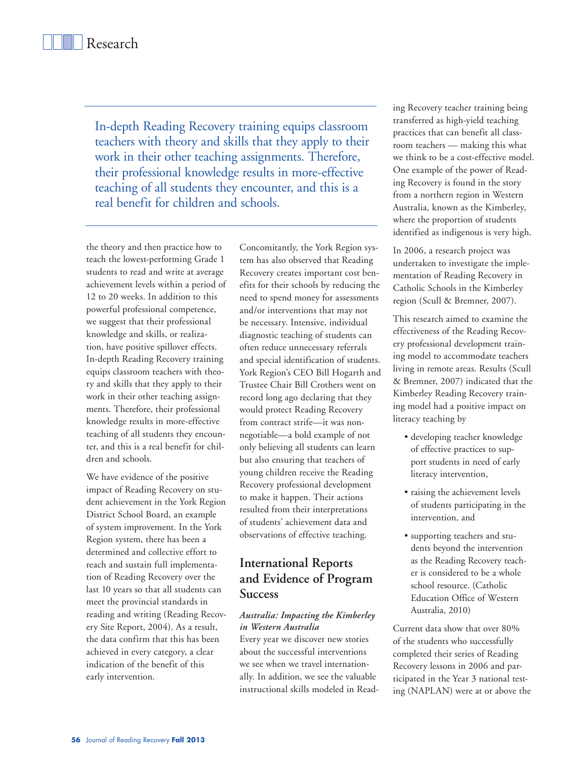> In-depth Reading Recovery training equips classroom teachers with theory and skills that they apply to their work in their other teaching assignments. Therefore, their professional knowledge results in more-effective teaching of all students they encounter, and this is a real benefit for children and schools.

the theory and then practice how to teach the lowest-performing Grade 1 students to read and write at average achievement levels within a period of 12 to 20 weeks. In addition to this powerful professional competence, we suggest that their professional knowledge and skills, or realization, have positive spillover effects. In-depth Reading Recovery training equips classroom teachers with theory and skills that they apply to their work in their other teaching assignments. Therefore, their professional knowledge results in more-effective teaching of all students they encounter, and this is a real benefit for children and schools.

We have evidence of the positive impact of Reading Recovery on student achievement in the York Region District School Board, an example of system improvement. In the York Region system, there has been a determined and collective effort to reach and sustain full implementation of Reading Recovery over the last 10 years so that all students can meet the provincial standards in reading and writing (Reading Recovery Site Report, 2004). As a result, the data confirm that this has been achieved in every category, a clear indication of the benefit of this early intervention.

Concomitantly, the York Region system has also observed that Reading Recovery creates important cost benefits for their schools by reducing the need to spend money for assessments and/or interventions that may not be necessary. Intensive, individual diagnostic teaching of students can often reduce unnecessary referrals and special identification of students. York Region's CEO Bill Hogarth and Trustee Chair Bill Crothers went on record long ago declaring that they would protect Reading Recovery from contract strife—it was non-negotiable—a bold example of not only believing all students can learn but also ensuring that teachers of young children receive the Reading Recovery professional development to make it happen. Their actions resulted from their interpretations of students' achievement data and observations of effective teaching.

## International Reports and Evidence of Program Success

### *Australia: Impacting the Kimberley in Western Australia*

Every year we discover new stories about the successful interventions we see when we travel internationally. In addition, we see the valuable instructional skills modeled in Reading Recovery teacher training being transferred as high-yield teaching practices that can benefit all classroom teachers — making this what we think to be a cost-effective model. One example of the power of Reading Recovery is found in the story from a northern region in Western Australia, known as the Kimberley, where the proportion of students identified as indigenous is very high.

In 2006, a research project was undertaken to investigate the implementation of Reading Recovery in Catholic Schools in the Kimberley region (Scull & Bremner, 2007).

This research aimed to examine the effectiveness of the Reading Recovery professional development training model to accommodate teachers living in remote areas. Results (Scull & Bremner, 2007) indicated that the Kimberley Reading Recovery training model had a positive impact on literacy teaching by

> - developing teacher knowledge of effective practices to support students in need of early literacy intervention,
> - raising the achievement levels of students participating in the intervention, and
> - supporting teachers and students beyond the intervention as the Reading Recovery teacher is considered to be a whole school resource. (Catholic Education Office of Western Australia, 2010)

Current data show that over 80% of the students who successfully completed their series of Reading Recovery lessons in 2006 and participated in the Year 3 national testing (NAPLAN) were at or above the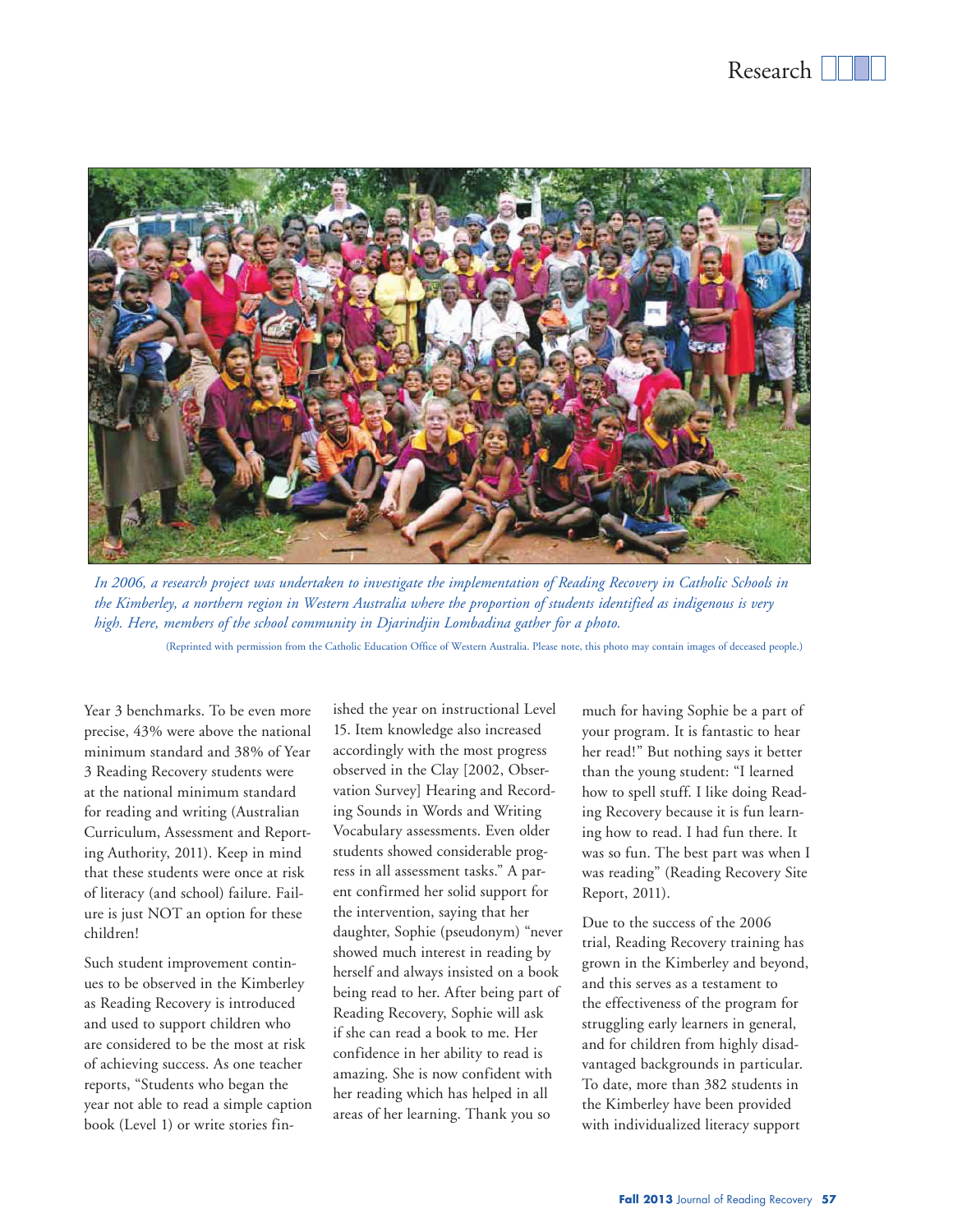*In 2006, a research project was undertaken to investigate the implementation of Reading Recovery in Catholic Schools in the Kimberley, a northern region in Western Australia where the proportion of students identified as indigenous is very high. Here, members of the school community in Djarindjin Lombadina gather for a photo.*

(Reprinted with permission from the Catholic Education Office of Western Australia. Please note, this photo may contain images of deceased people.)

Year 3 benchmarks. To be even more precise, 43% were above the national minimum standard and 38% of Year 3 Reading Recovery students were at the national minimum standard for reading and writing (Australian Curriculum, Assessment and Reporting Authority, 2011). Keep in mind that these students were once at risk of literacy (and school) failure. Failure is just NOT an option for these children!

Such student improvement continues to be observed in the Kimberley as Reading Recovery is introduced and used to support children who are considered to be the most at risk of achieving success. As one teacher reports, "Students who began the year not able to read a simple caption book (Level 1) or write stories finished the year on instructional Level 15. Item knowledge also increased accordingly with the most progress observed in the Clay [2002, Observation Survey] Hearing and Recording Sounds in Words and Writing Vocabulary assessments. Even older students showed considerable progress in all assessment tasks." A parent confirmed her solid support for the intervention, saying that her daughter, Sophie (pseudonym) "never showed much interest in reading by herself and always insisted on a book being read to her. After being part of Reading Recovery, Sophie will ask if she can read a book to me. Her confidence in her ability to read is amazing. She is now confident with her reading which has helped in all areas of her learning. Thank you so much for having Sophie be a part of your program. It is fantastic to hear her read!" But nothing says it better than the young student: "I learned how to spell stuff. I like doing Reading Recovery because it is fun learning how to read. I had fun there. It was so fun. The best part was when I was reading" (Reading Recovery Site Report, 2011).

Due to the success of the 2006 trial, Reading Recovery training has grown in the Kimberley and beyond, and this serves as a testament to the effectiveness of the program for struggling early learners in general, and for children from highly disadvantaged backgrounds in particular. To date, more than 382 students in the Kimberley have been provided with individualized literacy support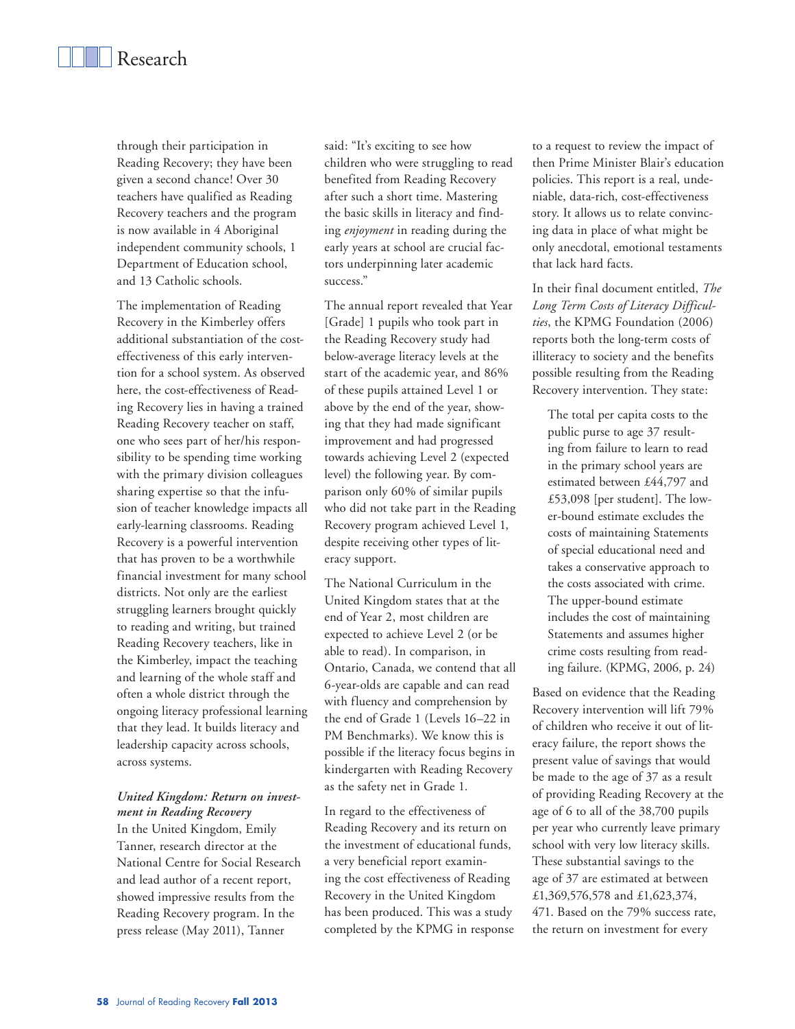through their participation in Reading Recovery; they have been given a second chance! Over 30 teachers have qualified as Reading Recovery teachers and the program is now available in 4 Aboriginal independent community schools, 1 Department of Education school, and 13 Catholic schools.

The implementation of Reading Recovery in the Kimberley offers additional substantiation of the cost-effectiveness of this early intervention for a school system. As observed here, the cost-effectiveness of Reading Recovery lies in having a trained Reading Recovery teacher on staff, one who sees part of her/his responsibility to be spending time working with the primary division colleagues sharing expertise so that the infusion of teacher knowledge impacts all early-learning classrooms. Reading Recovery is a powerful intervention that has proven to be a worthwhile financial investment for many school districts. Not only are the earliest struggling learners brought quickly to reading and writing, but trained Reading Recovery teachers, like in the Kimberley, impact the teaching and learning of the whole staff and often a whole district through the ongoing literacy professional learning that they lead. It builds literacy and leadership capacity across schools, across systems.

### *United Kingdom: Return on investment in Reading Recovery*

In the United Kingdom, Emily Tanner, research director at the National Centre for Social Research and lead author of a recent report, showed impressive results from the Reading Recovery program. In the press release (May 2011), Tanner said: "It's exciting to see how children who were struggling to read benefited from Reading Recovery after such a short time. Mastering the basic skills in literacy and finding *enjoyment* in reading during the early years at school are crucial factors underpinning later academic success."

The annual report revealed that Year [Grade] 1 pupils who took part in the Reading Recovery study had below-average literacy levels at the start of the academic year, and 86% of these pupils attained Level 1 or above by the end of the year, showing that they had made significant improvement and had progressed towards achieving Level 2 (expected level) the following year. By comparison only 60% of similar pupils who did not take part in the Reading Recovery program achieved Level 1, despite receiving other types of literacy support.

The National Curriculum in the United Kingdom states that at the end of Year 2, most children are expected to achieve Level 2 (or be able to read). In comparison, in Ontario, Canada, we contend that all 6-year-olds are capable and can read with fluency and comprehension by the end of Grade 1 (Levels 16–22 in PM Benchmarks). We know this is possible if the literacy focus begins in kindergarten with Reading Recovery as the safety net in Grade 1.

In regard to the effectiveness of Reading Recovery and its return on the investment of educational funds, a very beneficial report examining the cost effectiveness of Reading Recovery in the United Kingdom has been produced. This was a study completed by the KPMG in response to a request to review the impact of then Prime Minister Blair's education policies. This report is a real, undeniable, data-rich, cost-effectiveness story. It allows us to relate convincing data in place of what might be only anecdotal, emotional testaments that lack hard facts.

In their final document entitled, *The Long Term Costs of Literacy Difficulties*, the KPMG Foundation (2006) reports both the long-term costs of illiteracy to society and the benefits possible resulting from the Reading Recovery intervention. They state:

> The total per capita costs to the public purse to age 37 resulting from failure to learn to read in the primary school years are estimated between £44,797 and £53,098 [per student]. The lower-bound estimate excludes the costs of maintaining Statements of special educational need and takes a conservative approach to the costs associated with crime. The upper-bound estimate includes the cost of maintaining Statements and assumes higher crime costs resulting from reading failure. (KPMG, 2006, p. 24)

Based on evidence that the Reading Recovery intervention will lift 79% of children who receive it out of literacy failure, the report shows the present value of savings that would be made to the age of 37 as a result of providing Reading Recovery at the age of 6 to all of the 38,700 pupils per year who currently leave primary school with very low literacy skills. These substantial savings to the age of 37 are estimated at between £1,369,576,578 and £1,623,374,471. Based on the 79% success rate, the return on investment for every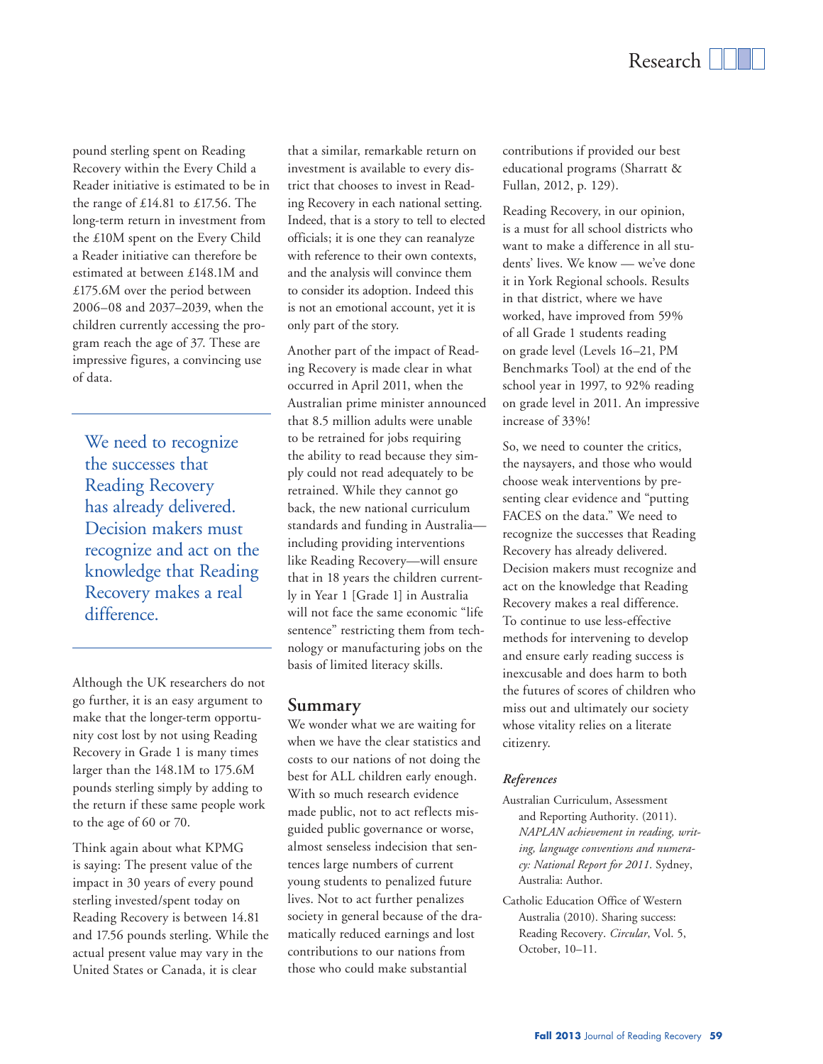pound sterling spent on Reading Recovery within the Every Child a Reader initiative is estimated to be in the range of £14.81 to £17.56. The long-term return in investment from the £10M spent on the Every Child a Reader initiative can therefore be estimated at between £148.1M and £175.6M over the period between 2006–08 and 2037–2039, when the children currently accessing the program reach the age of 37. These are impressive figures, a convincing use of data.

> We need to recognize the successes that Reading Recovery has already delivered. Decision makers must recognize and act on the knowledge that Reading Recovery makes a real difference.

Although the UK researchers do not go further, it is an easy argument to make that the longer-term opportunity cost lost by not using Reading Recovery in Grade 1 is many times larger than the 148.1M to 175.6M pounds sterling simply by adding to the return if these same people work to the age of 60 or 70.

Think again about what KPMG is saying: The present value of the impact in 30 years of every pound sterling invested/spent today on Reading Recovery is between 14.81 and 17.56 pounds sterling. While the actual present value may vary in the United States or Canada, it is clear that a similar, remarkable return on investment is available to every district that chooses to invest in Reading Recovery in each national setting. Indeed, that is a story to tell to elected officials; it is one they can reanalyze with reference to their own contexts, and the analysis will convince them to consider its adoption. Indeed this is not an emotional account, yet it is only part of the story.

Another part of the impact of Reading Recovery is made clear in what occurred in April 2011, when the Australian prime minister announced that 8.5 million adults were unable to be retrained for jobs requiring the ability to read because they simply could not read adequately to be retrained. While they cannot go back, the new national curriculum standards and funding in Australia—including providing interventions like Reading Recovery—will ensure that in 18 years the children currently in Year 1 [Grade 1] in Australia will not face the same economic "life sentence" restricting them from technology or manufacturing jobs on the basis of limited literacy skills.

## Summary

We wonder what we are waiting for when we have the clear statistics and costs to our nations of not doing the best for ALL children early enough. With so much research evidence made public, not to act reflects misguided public governance or worse, almost senseless indecision that sentences large numbers of current young students to penalized future lives. Not to act further penalizes society in general because of the dramatically reduced earnings and lost contributions to our nations from those who could make substantial contributions if provided our best educational programs (Sharratt & Fullan, 2012, p. 129).

Reading Recovery, in our opinion, is a must for all school districts who want to make a difference in all students' lives. We know — we've done it in York Regional schools. Results in that district, where we have worked, have improved from 59% of all Grade 1 students reading on grade level (Levels 16–21, PM Benchmarks Tool) at the end of the school year in 1997, to 92% reading on grade level in 2011. An impressive increase of 33%!

So, we need to counter the critics, the naysayers, and those who would choose weak interventions by presenting clear evidence and "putting FACES on the data." We need to recognize the successes that Reading Recovery has already delivered. Decision makers must recognize and act on the knowledge that Reading Recovery makes a real difference. To continue to use less-effective methods for intervening to develop and ensure early reading success is inexcusable and does harm to both the futures of scores of children who miss out and ultimately our society whose vitality relies on a literate citizenry.

### *References*

Australian Curriculum, Assessment and Reporting Authority. (2011). *NAPLAN achievement in reading, writing, language conventions and numeracy: National Report for 2011*. Sydney, Australia: Author.

Catholic Education Office of Western Australia (2010). Sharing success: Reading Recovery. *Circular*, Vol. 5, October, 10–11.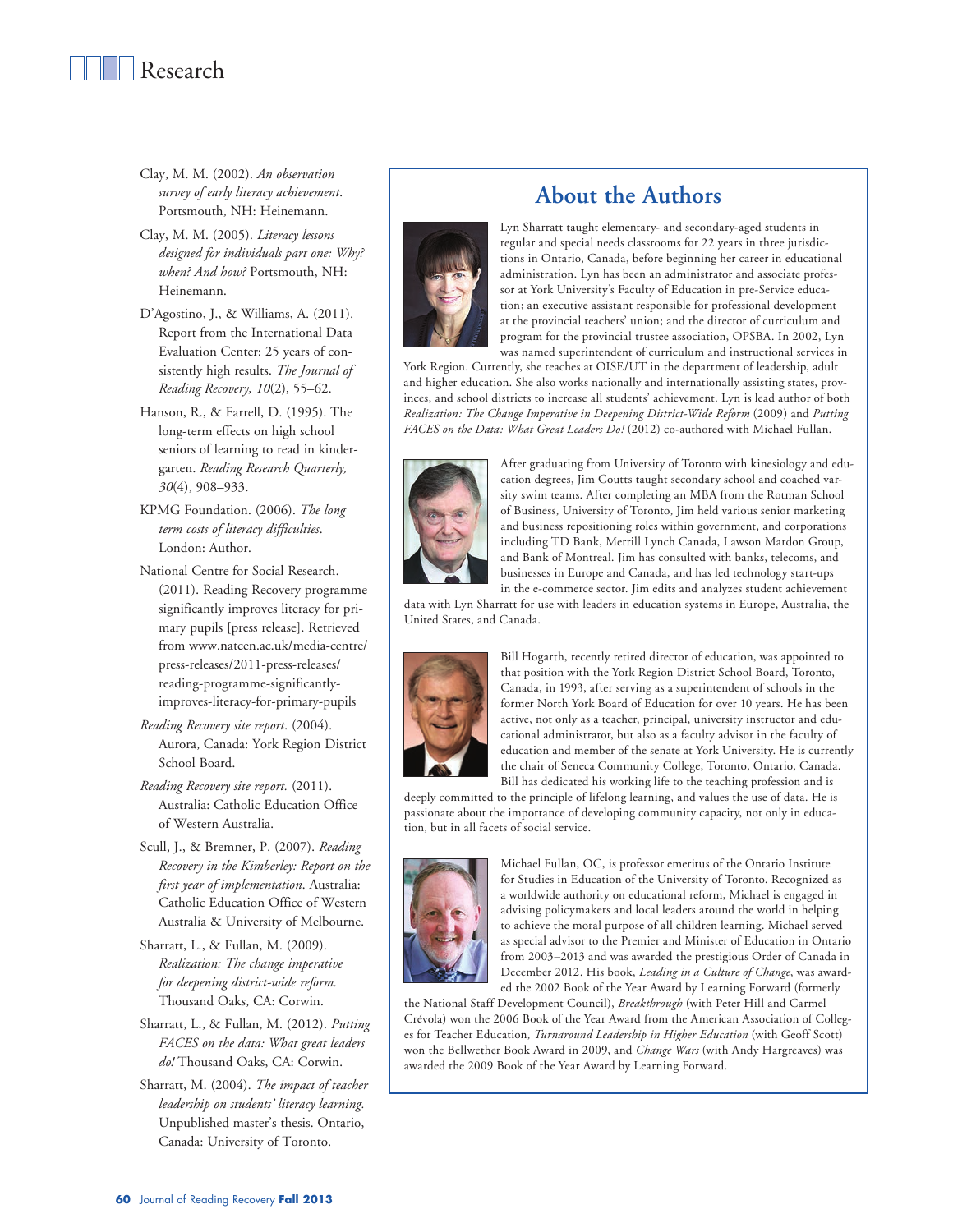Clay, M. M. (2002). *An observation survey of early literacy achievement.* Portsmouth, NH: Heinemann.

Clay, M. M. (2005). *Literacy lessons designed for individuals part one: Why? when? And how?* Portsmouth, NH: Heinemann.

D'Agostino, J., & Williams, A. (2011). Report from the International Data Evaluation Center: 25 years of consistently high results. *The Journal of Reading Recovery, 10*(2), 55–62.

Hanson, R., & Farrell, D. (1995). The long-term effects on high school seniors of learning to read in kindergarten. *Reading Research Quarterly, 30*(4), 908–933.

KPMG Foundation. (2006). *The long term costs of literacy difficulties.* London: Author.

National Centre for Social Research. (2011). Reading Recovery programme significantly improves literacy for primary pupils [press release]. Retrieved from www.natcen.ac.uk/media-centre/press-releases/2011-press-releases/reading-programme-significantly-improves-literacy-for-primary-pupils

*Reading Recovery site report.* (2004). Aurora, Canada: York Region District School Board.

*Reading Recovery site report.* (2011). Australia: Catholic Education Office of Western Australia.

Scull, J., & Bremner, P. (2007). *Reading Recovery in the Kimberley: Report on the first year of implementation.* Australia: Catholic Education Office of Western Australia & University of Melbourne.

Sharratt, L., & Fullan, M. (2009). *Realization: The change imperative for deepening district-wide reform.* Thousand Oaks, CA: Corwin.

Sharratt, L., & Fullan, M. (2012). *Putting FACES on the data: What great leaders do!* Thousand Oaks, CA: Corwin.

Sharratt, M. (2004). *The impact of teacher leadership on students' literacy learning.* Unpublished master's thesis. Ontario, Canada: University of Toronto.

## About the Authors

Lyn Sharratt taught elementary- and secondary-aged students in regular and special needs classrooms for 22 years in three jurisdictions in Ontario, Canada, before beginning her career in educational administration. Lyn has been an administrator and associate professor at York University's Faculty of Education in pre-Service education; an executive assistant responsible for professional development at the provincial teachers' union; and the director of curriculum and program for the provincial trustee association, OPSBA. In 2002, Lyn was named superintendent of curriculum and instructional services in York Region. Currently, she teaches at OISE/UT in the department of leadership, adult and higher education. She also works nationally and internationally assisting states, provinces, and school districts to increase all students' achievement. Lyn is lead author of both *Realization: The Change Imperative in Deepening District-Wide Reform* (2009) and *Putting FACES on the Data: What Great Leaders Do!* (2012) co-authored with Michael Fullan.

After graduating from University of Toronto with kinesiology and education degrees, Jim Coutts taught secondary school and coached varsity swim teams. After completing an MBA from the Rotman School of Business, University of Toronto, Jim held various senior marketing and business repositioning roles within government, and corporations including TD Bank, Merrill Lynch Canada, Lawson Mardon Group, and Bank of Montreal. Jim has consulted with banks, telecoms, and businesses in Europe and Canada, and has led technology start-ups in the e-commerce sector. Jim edits and analyzes student achievement data with Lyn Sharratt for use with leaders in education systems in Europe, Australia, the United States, and Canada.

Bill Hogarth, recently retired director of education, was appointed to that position with the York Region District School Board, Toronto, Canada, in 1993, after serving as a superintendent of schools in the former North York Board of Education for over 10 years. He has been active, not only as a teacher, principal, university instructor and educational administrator, but also as a faculty advisor in the faculty of education and member of the senate at York University. He is currently the chair of Seneca Community College, Toronto, Ontario, Canada. Bill has dedicated his working life to the teaching profession and is deeply committed to the principle of lifelong learning, and values the use of data. He is passionate about the importance of developing community capacity, not only in education, but in all facets of social service.

Michael Fullan, OC, is professor emeritus of the Ontario Institute for Studies in Education of the University of Toronto. Recognized as a worldwide authority on educational reform, Michael is engaged in advising policymakers and local leaders around the world in helping to achieve the moral purpose of all children learning. Michael served as special advisor to the Premier and Minister of Education in Ontario from 2003–2013 and was awarded the prestigious Order of Canada in December 2012. His book, *Leading in a Culture of Change*, was awarded the 2002 Book of the Year Award by Learning Forward (formerly the National Staff Development Council), *Breakthrough* (with Peter Hill and Carmel Crévola) won the 2006 Book of the Year Award from the American Association of Colleges for Teacher Education, *Turnaround Leadership in Higher Education* (with Geoff Scott) won the Bellwether Book Award in 2009, and *Change Wars* (with Andy Hargreaves) was awarded the 2009 Book of the Year Award by Learning Forward.